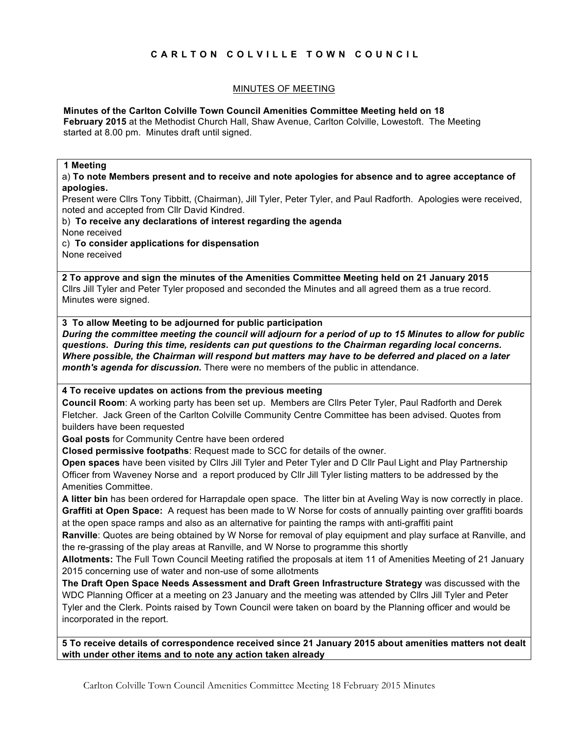# C A R L T O N   C O L V I L L E   T O W N   C O U N C I L

## MINUTES OF MEETING

**Minutes of the Carlton Colville Town Council Amenities Committee Meeting held on 18 February 2015** at the Methodist Church Hall, Shaw Avenue, Carlton Colville, Lowestoft. The Meeting started at 8.00 pm. Minutes draft until signed.

**1 Meeting**

a) **To note Members present and to receive and note apologies for absence and to agree acceptance of apologies.**

Present were Cllrs Tony Tibbitt, (Chairman), Jill Tyler, Peter Tyler, and Paul Radforth. Apologies were received, noted and accepted from Cllr David Kindred.

b) **To receive any declarations of interest regarding the agenda**

None received

c) **To consider applications for dispensation**

None received

**2 To approve and sign the minutes of the Amenities Committee Meeting held on 21 January 2015**

Cllrs Jill Tyler and Peter Tyler proposed and seconded the Minutes and all agreed them as a true record. Minutes were signed.

**3 To allow Meeting to be adjourned for public participation**

***During the committee meeting the council will adjourn for a period of up to 15 Minutes to allow for public questions. During this time, residents can put questions to the Chairman regarding local concerns. Where possible, the Chairman will respond but matters may have to be deferred and placed on a later month's agenda for discussion.*** There were no members of the public in attendance.

**4 To receive updates on actions from the previous meeting**

**Council Room**: A working party has been set up. Members are Cllrs Peter Tyler, Paul Radforth and Derek Fletcher. Jack Green of the Carlton Colville Community Centre Committee has been advised. Quotes from builders have been requested

**Goal posts** for Community Centre have been ordered

**Closed permissive footpaths**: Request made to SCC for details of the owner.

**Open spaces** have been visited by Cllrs Jill Tyler and Peter Tyler and D Cllr Paul Light and Play Partnership Officer from Waveney Norse and a report produced by Cllr Jill Tyler listing matters to be addressed by the Amenities Committee.

**A litter bin** has been ordered for Harrapdale open space. The litter bin at Aveling Way is now correctly in place.

**Graffiti at Open Space:** A request has been made to W Norse for costs of annually painting over graffiti boards at the open space ramps and also as an alternative for painting the ramps with anti-graffiti paint

**Ranville**: Quotes are being obtained by W Norse for removal of play equipment and play surface at Ranville, and the re-grassing of the play areas at Ranville, and W Norse to programme this shortly

**Allotments:** The Full Town Council Meeting ratified the proposals at item 11 of Amenities Meeting of 21 January 2015 concerning use of water and non-use of some allotments

**The Draft Open Space Needs Assessment and Draft Green Infrastructure Strategy** was discussed with the WDC Planning Officer at a meeting on 23 January and the meeting was attended by Cllrs Jill Tyler and Peter Tyler and the Clerk. Points raised by Town Council were taken on board by the Planning officer and would be incorporated in the report.

**5 To receive details of correspondence received since 21 January 2015 about amenities matters not dealt with under other items and to note any action taken already**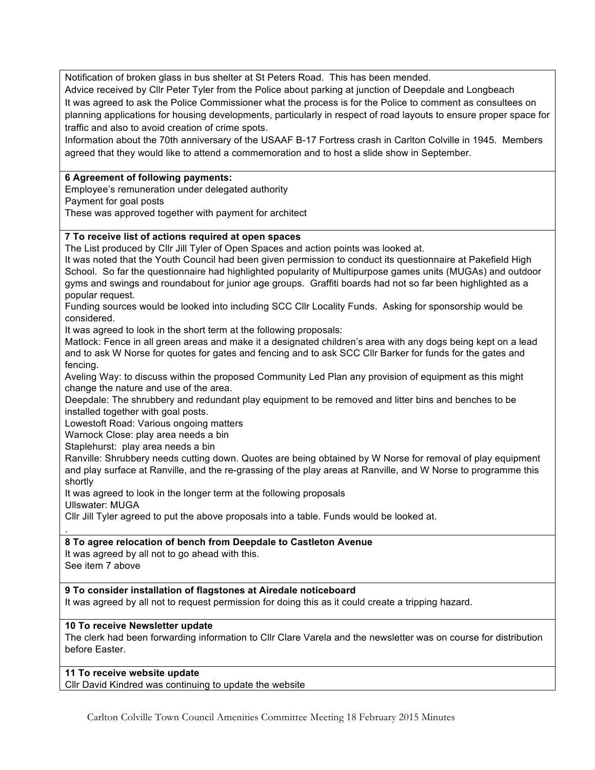Notification of broken glass in bus shelter at St Peters Road. This has been mended.
Advice received by Cllr Peter Tyler from the Police about parking at junction of Deepdale and Longbeach
It was agreed to ask the Police Commissioner what the process is for the Police to comment as consultees on planning applications for housing developments, particularly in respect of road layouts to ensure proper space for traffic and also to avoid creation of crime spots.
Information about the 70th anniversary of the USAAF B-17 Fortress crash in Carlton Colville in 1945. Members agreed that they would like to attend a commemoration and to host a slide show in September.

**6 Agreement of following payments:**
Employee's remuneration under delegated authority
Payment for goal posts
These was approved together with payment for architect

**7 To receive list of actions required at open spaces**
The List produced by Cllr Jill Tyler of Open Spaces and action points was looked at.
It was noted that the Youth Council had been given permission to conduct its questionnaire at Pakefield High School. So far the questionnaire had highlighted popularity of Multipurpose games units (MUGAs) and outdoor gyms and swings and roundabout for junior age groups. Graffiti boards had not so far been highlighted as a popular request.
Funding sources would be looked into including SCC Cllr Locality Funds. Asking for sponsorship would be considered.
It was agreed to look in the short term at the following proposals:
Matlock: Fence in all green areas and make it a designated children's area with any dogs being kept on a lead and to ask W Norse for quotes for gates and fencing and to ask SCC Cllr Barker for funds for the gates and fencing.
Aveling Way: to discuss within the proposed Community Led Plan any provision of equipment as this might change the nature and use of the area.
Deepdale: The shrubbery and redundant play equipment to be removed and litter bins and benches to be installed together with goal posts.
Lowestoft Road: Various ongoing matters
Warnock Close: play area needs a bin
Staplehurst: play area needs a bin
Ranville: Shrubbery needs cutting down. Quotes are being obtained by W Norse for removal of play equipment and play surface at Ranville, and the re-grassing of the play areas at Ranville, and W Norse to programme this shortly
It was agreed to look in the longer term at the following proposals
Ullswater: MUGA
Cllr Jill Tyler agreed to put the above proposals into a table. Funds would be looked at.
.

**8 To agree relocation of bench from Deepdale to Castleton Avenue**
It was agreed by all not to go ahead with this.
See item 7 above

**9 To consider installation of flagstones at Airedale noticeboard**
It was agreed by all not to request permission for doing this as it could create a tripping hazard.

**10 To receive Newsletter update**
The clerk had been forwarding information to Cllr Clare Varela and the newsletter was on course for distribution before Easter.

**11 To receive website update**
Cllr David Kindred was continuing to update the website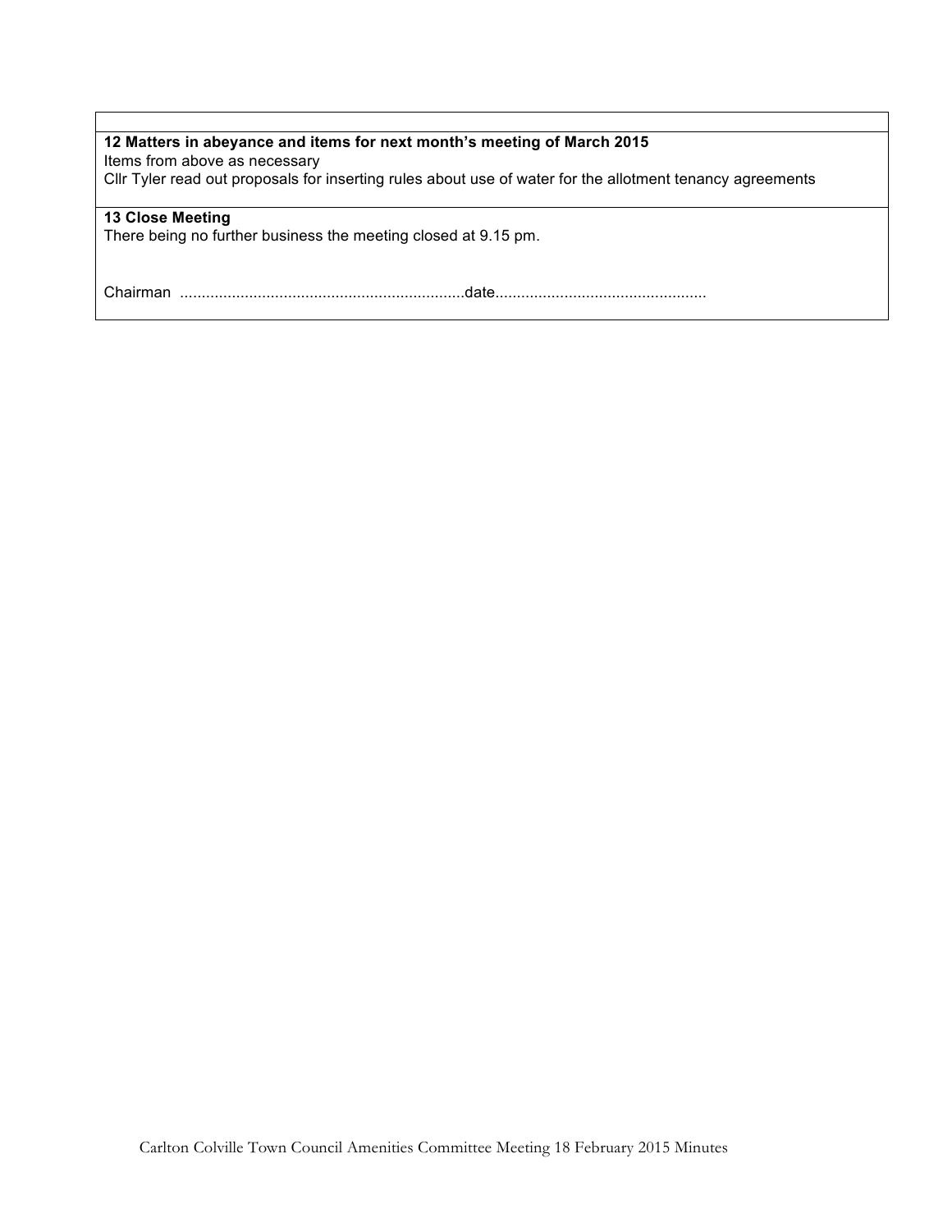**12 Matters in abeyance and items for next month's meeting of March 2015**

Items from above as necessary

Cllr Tyler read out proposals for inserting rules about use of water for the allotment tenancy agreements

**13 Close Meeting**

There being no further business the meeting closed at 9.15 pm.

Chairman ...................................................................date.................................................